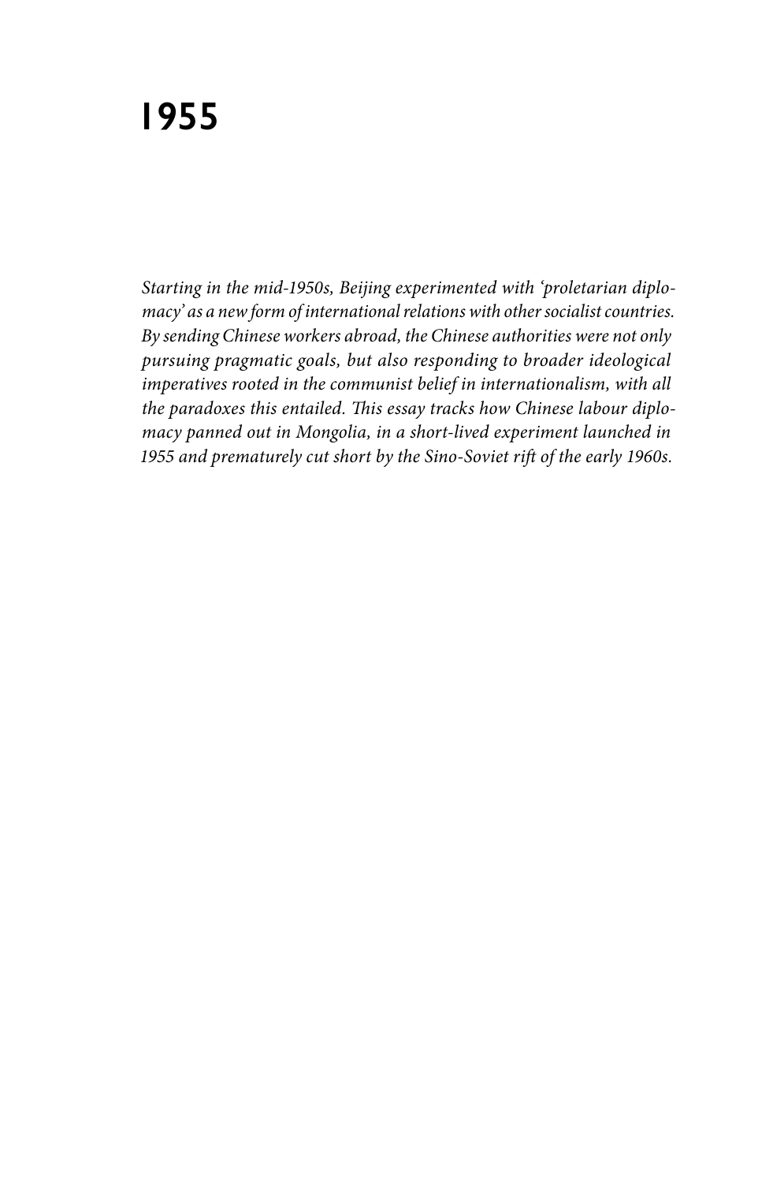# 1955

*Starting in the mid-1950s, Beijing experimented with 'proletarian diplomacy' as a new form of international relations with other socialist countries. By sending Chinese workers abroad, the Chinese authorities were not only pursuing pragmatic goals, but also responding to broader ideological imperatives rooted in the communist belief in internationalism, with all the paradoxes this entailed. This essay tracks how Chinese labour diplomacy panned out in Mongolia, in a short-lived experiment launched in 1955 and prematurely cut short by the Sino-Soviet rift of the early 1960s.*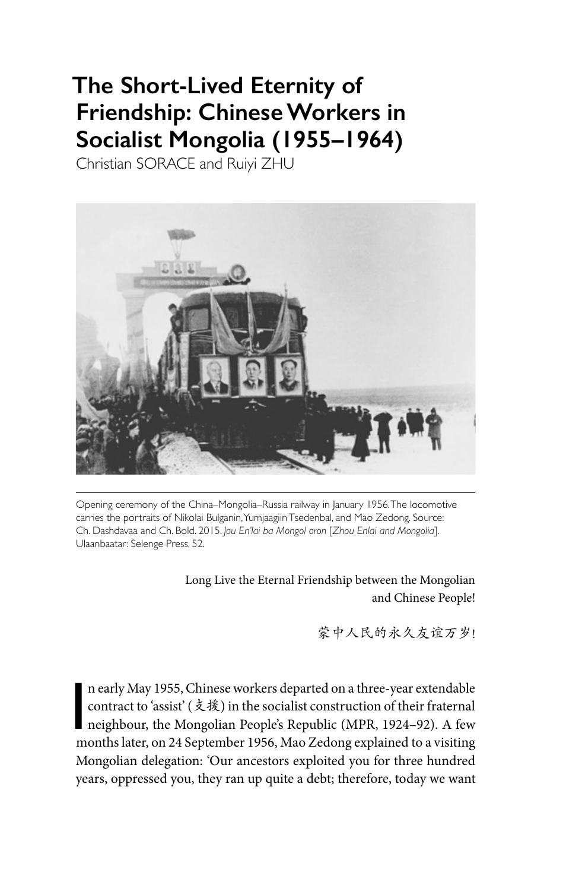# The Short-Lived Eternity of Friendship: Chinese Workers in Socialist Mongolia (1955–1964)

Christian SORACE and Ruiyi ZHU

Opening ceremony of the China–Mongolia–Russia railway in January 1956. The locomotive carries the portraits of Nikolai Bulganin, Yumjaagiin Tsedenbal, and Mao Zedong. Source: Ch. Dashdavaa and Ch. Bold. 2015. *Jou En'lai ba Mongol oron* [*Zhou Enlai and Mongolia*]. Ulaanbaatar: Selenge Press, 52.

Long Live the Eternal Friendship between the Mongolian and Chinese People!

蒙中人民的永久友谊万岁!

In early May 1955, Chinese workers departed on a three-year extendable contract to 'assist' (支援) in the socialist construction of their fraternal neighbour, the Mongolian People's Republic (MPR, 1924–92). A few months later, on 24 September 1956, Mao Zedong explained to a visiting Mongolian delegation: 'Our ancestors exploited you for three hundred years, oppressed you, they ran up quite a debt; therefore, today we want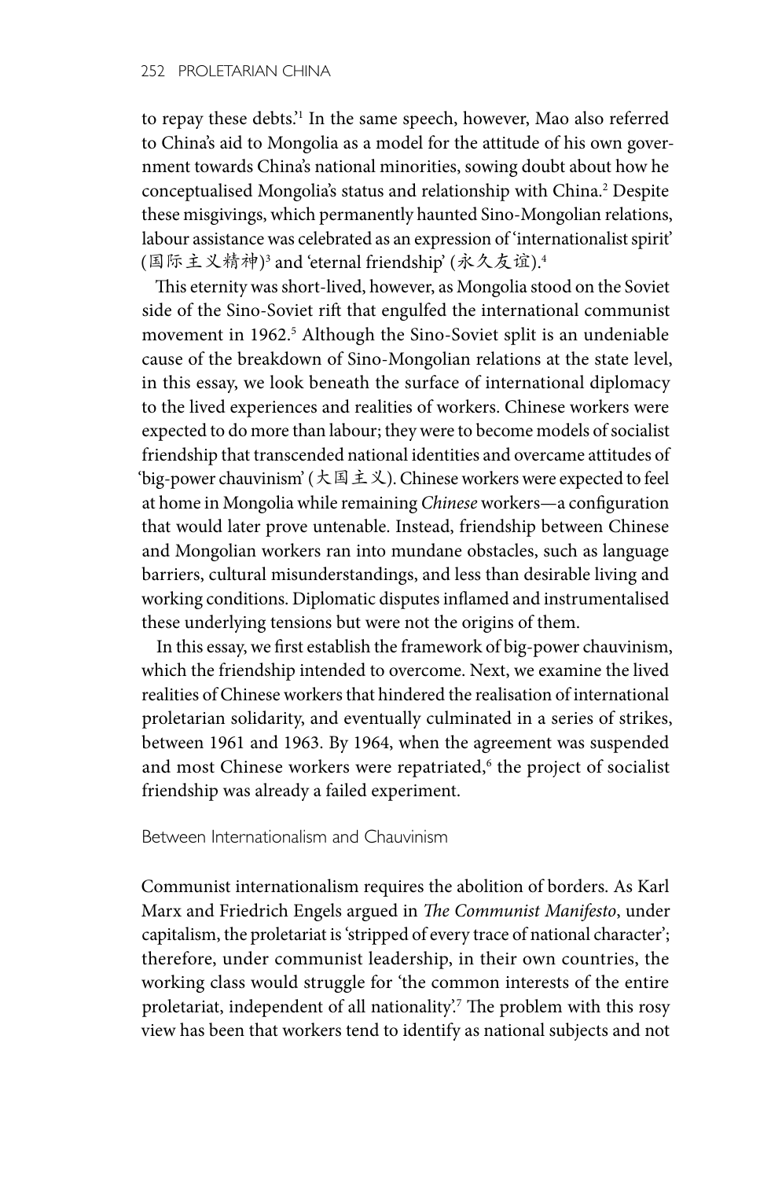to repay these debts.'[1] In the same speech, however, Mao also referred to China's aid to Mongolia as a model for the attitude of his own government towards China's national minorities, sowing doubt about how he conceptualised Mongolia's status and relationship with China.[2] Despite these misgivings, which permanently haunted Sino-Mongolian relations, labour assistance was celebrated as an expression of 'internationalist spirit' (国际主义精神)[3] and 'eternal friendship' (永久友谊).[4]

This eternity was short-lived, however, as Mongolia stood on the Soviet side of the Sino-Soviet rift that engulfed the international communist movement in 1962.[5] Although the Sino-Soviet split is an undeniable cause of the breakdown of Sino-Mongolian relations at the state level, in this essay, we look beneath the surface of international diplomacy to the lived experiences and realities of workers. Chinese workers were expected to do more than labour; they were to become models of socialist friendship that transcended national identities and overcame attitudes of 'big-power chauvinism' (大国主义). Chinese workers were expected to feel at home in Mongolia while remaining *Chinese* workers—a configuration that would later prove untenable. Instead, friendship between Chinese and Mongolian workers ran into mundane obstacles, such as language barriers, cultural misunderstandings, and less than desirable living and working conditions. Diplomatic disputes inflamed and instrumentalised these underlying tensions but were not the origins of them.

In this essay, we first establish the framework of big-power chauvinism, which the friendship intended to overcome. Next, we examine the lived realities of Chinese workers that hindered the realisation of international proletarian solidarity, and eventually culminated in a series of strikes, between 1961 and 1963. By 1964, when the agreement was suspended and most Chinese workers were repatriated,[6] the project of socialist friendship was already a failed experiment.

## Between Internationalism and Chauvinism

Communist internationalism requires the abolition of borders. As Karl Marx and Friedrich Engels argued in *The Communist Manifesto*, under capitalism, the proletariat is 'stripped of every trace of national character'; therefore, under communist leadership, in their own countries, the working class would struggle for 'the common interests of the entire proletariat, independent of all nationality'.[7] The problem with this rosy view has been that workers tend to identify as national subjects and not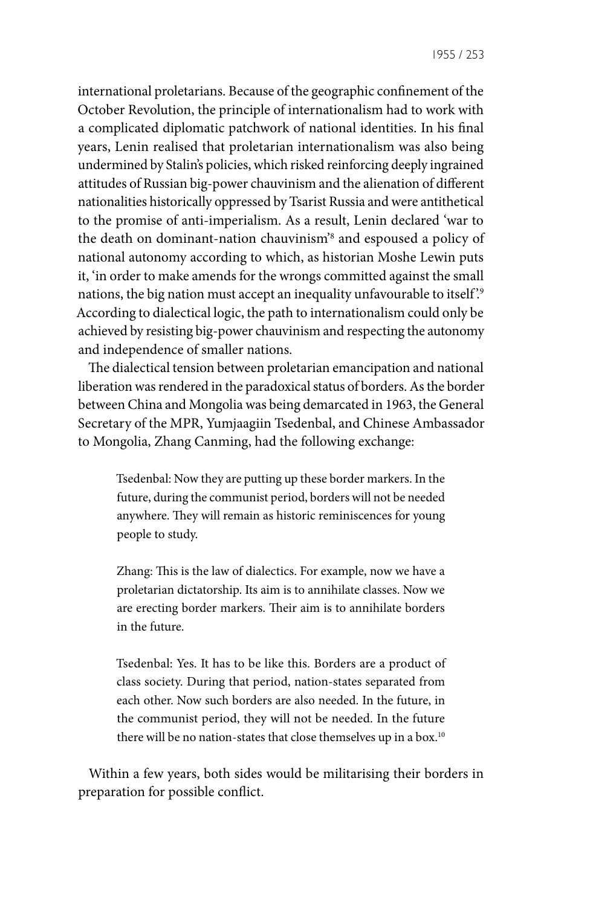international proletarians. Because of the geographic confinement of the October Revolution, the principle of internationalism had to work with a complicated diplomatic patchwork of national identities. In his final years, Lenin realised that proletarian internationalism was also being undermined by Stalin's policies, which risked reinforcing deeply ingrained attitudes of Russian big-power chauvinism and the alienation of different nationalities historically oppressed by Tsarist Russia and were antithetical to the promise of anti-imperialism. As a result, Lenin declared 'war to the death on dominant-nation chauvinism'[8] and espoused a policy of national autonomy according to which, as historian Moshe Lewin puts it, 'in order to make amends for the wrongs committed against the small nations, the big nation must accept an inequality unfavourable to itself'.[9] According to dialectical logic, the path to internationalism could only be achieved by resisting big-power chauvinism and respecting the autonomy and independence of smaller nations.

The dialectical tension between proletarian emancipation and national liberation was rendered in the paradoxical status of borders. As the border between China and Mongolia was being demarcated in 1963, the General Secretary of the MPR, Yumjaagiin Tsedenbal, and Chinese Ambassador to Mongolia, Zhang Canming, had the following exchange:

> Tsedenbal: Now they are putting up these border markers. In the future, during the communist period, borders will not be needed anywhere. They will remain as historic reminiscences for young people to study.
>
> Zhang: This is the law of dialectics. For example, now we have a proletarian dictatorship. Its aim is to annihilate classes. Now we are erecting border markers. Their aim is to annihilate borders in the future.
>
> Tsedenbal: Yes. It has to be like this. Borders are a product of class society. During that period, nation-states separated from each other. Now such borders are also needed. In the future, in the communist period, they will not be needed. In the future there will be no nation-states that close themselves up in a box.[10]

Within a few years, both sides would be militarising their borders in preparation for possible conflict.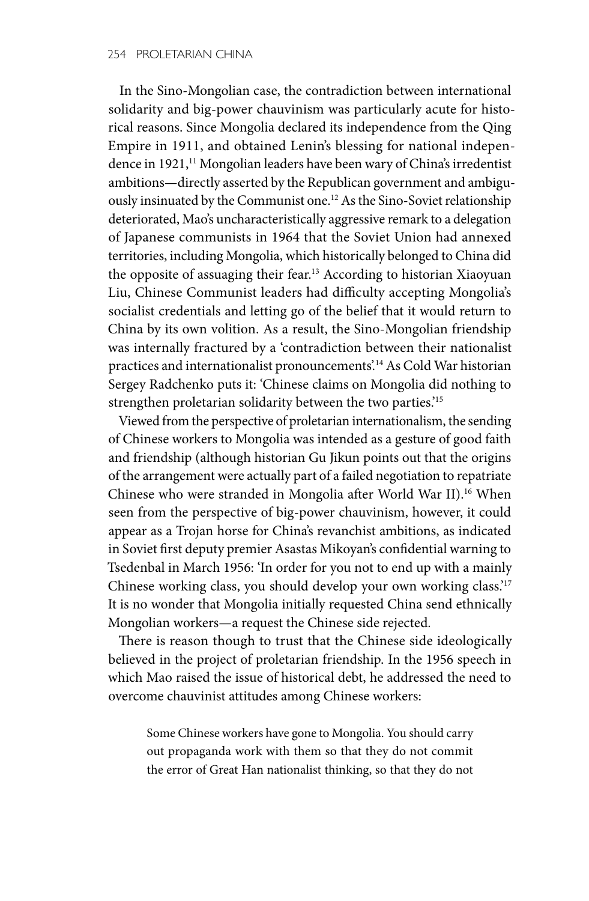In the Sino-Mongolian case, the contradiction between international solidarity and big-power chauvinism was particularly acute for historical reasons. Since Mongolia declared its independence from the Qing Empire in 1911, and obtained Lenin's blessing for national independence in 1921,[11] Mongolian leaders have been wary of China's irredentist ambitions—directly asserted by the Republican government and ambiguously insinuated by the Communist one.[12] As the Sino-Soviet relationship deteriorated, Mao's uncharacteristically aggressive remark to a delegation of Japanese communists in 1964 that the Soviet Union had annexed territories, including Mongolia, which historically belonged to China did the opposite of assuaging their fear.[13] According to historian Xiaoyuan Liu, Chinese Communist leaders had difficulty accepting Mongolia's socialist credentials and letting go of the belief that it would return to China by its own volition. As a result, the Sino-Mongolian friendship was internally fractured by a 'contradiction between their nationalist practices and internationalist pronouncements'.[14] As Cold War historian Sergey Radchenko puts it: 'Chinese claims on Mongolia did nothing to strengthen proletarian solidarity between the two parties.'[15]

Viewed from the perspective of proletarian internationalism, the sending of Chinese workers to Mongolia was intended as a gesture of good faith and friendship (although historian Gu Jikun points out that the origins of the arrangement were actually part of a failed negotiation to repatriate Chinese who were stranded in Mongolia after World War II).[16] When seen from the perspective of big-power chauvinism, however, it could appear as a Trojan horse for China's revanchist ambitions, as indicated in Soviet first deputy premier Asastas Mikoyan's confidential warning to Tsedenbal in March 1956: 'In order for you not to end up with a mainly Chinese working class, you should develop your own working class.'[17] It is no wonder that Mongolia initially requested China send ethnically Mongolian workers—a request the Chinese side rejected.

There is reason though to trust that the Chinese side ideologically believed in the project of proletarian friendship. In the 1956 speech in which Mao raised the issue of historical debt, he addressed the need to overcome chauvinist attitudes among Chinese workers:

> Some Chinese workers have gone to Mongolia. You should carry out propaganda work with them so that they do not commit the error of Great Han nationalist thinking, so that they do not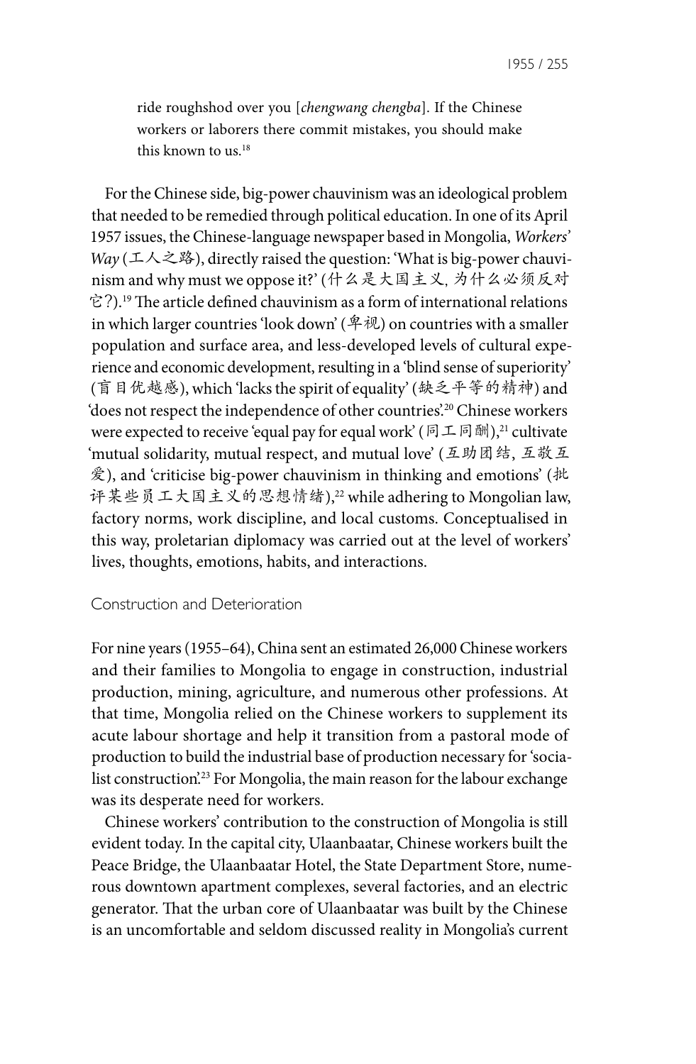> ride roughshod over you [*chengwang chengba*]. If the Chinese workers or laborers there commit mistakes, you should make this known to us.[18]

For the Chinese side, big-power chauvinism was an ideological problem that needed to be remedied through political education. In one of its April 1957 issues, the Chinese-language newspaper based in Mongolia, *Workers' Way* (工人之路), directly raised the question: 'What is big-power chauvinism and why must we oppose it?' (什么是大国主义, 为什么必须反对它?).[19] The article defined chauvinism as a form of international relations in which larger countries 'look down' (卑视) on countries with a smaller population and surface area, and less-developed levels of cultural experience and economic development, resulting in a 'blind sense of superiority' (盲目优越感), which 'lacks the spirit of equality' (缺乏平等的精神) and 'does not respect the independence of other countries'.[20] Chinese workers were expected to receive 'equal pay for equal work' (同工同酬),[21] cultivate 'mutual solidarity, mutual respect, and mutual love' (互助团结, 互敬互爱), and 'criticise big-power chauvinism in thinking and emotions' (批评某些员工大国主义的思想情绪),[22] while adhering to Mongolian law, factory norms, work discipline, and local customs. Conceptualised in this way, proletarian diplomacy was carried out at the level of workers' lives, thoughts, emotions, habits, and interactions.

## Construction and Deterioration

For nine years (1955–64), China sent an estimated 26,000 Chinese workers and their families to Mongolia to engage in construction, industrial production, mining, agriculture, and numerous other professions. At that time, Mongolia relied on the Chinese workers to supplement its acute labour shortage and help it transition from a pastoral mode of production to build the industrial base of production necessary for 'socialist construction'.[23] For Mongolia, the main reason for the labour exchange was its desperate need for workers.

Chinese workers' contribution to the construction of Mongolia is still evident today. In the capital city, Ulaanbaatar, Chinese workers built the Peace Bridge, the Ulaanbaatar Hotel, the State Department Store, numerous downtown apartment complexes, several factories, and an electric generator. That the urban core of Ulaanbaatar was built by the Chinese is an uncomfortable and seldom discussed reality in Mongolia's current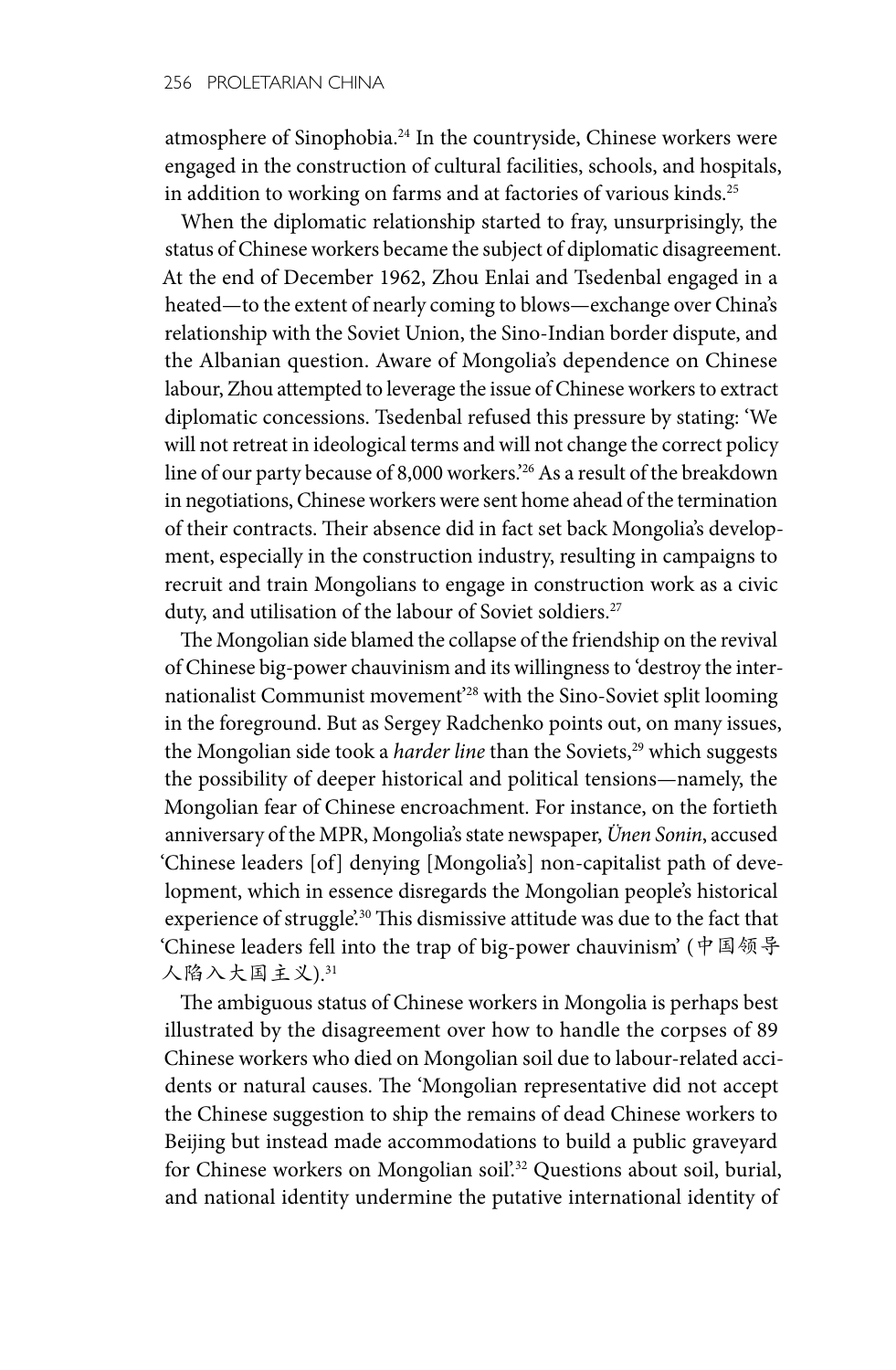atmosphere of Sinophobia.[24] In the countryside, Chinese workers were engaged in the construction of cultural facilities, schools, and hospitals, in addition to working on farms and at factories of various kinds.[25]

When the diplomatic relationship started to fray, unsurprisingly, the status of Chinese workers became the subject of diplomatic disagreement. At the end of December 1962, Zhou Enlai and Tsedenbal engaged in a heated—to the extent of nearly coming to blows—exchange over China's relationship with the Soviet Union, the Sino-Indian border dispute, and the Albanian question. Aware of Mongolia's dependence on Chinese labour, Zhou attempted to leverage the issue of Chinese workers to extract diplomatic concessions. Tsedenbal refused this pressure by stating: 'We will not retreat in ideological terms and will not change the correct policy line of our party because of 8,000 workers.'[26] As a result of the breakdown in negotiations, Chinese workers were sent home ahead of the termination of their contracts. Their absence did in fact set back Mongolia's development, especially in the construction industry, resulting in campaigns to recruit and train Mongolians to engage in construction work as a civic duty, and utilisation of the labour of Soviet soldiers.[27]

The Mongolian side blamed the collapse of the friendship on the revival of Chinese big-power chauvinism and its willingness to 'destroy the internationalist Communist movement'[28] with the Sino-Soviet split looming in the foreground. But as Sergey Radchenko points out, on many issues, the Mongolian side took a *harder line* than the Soviets,[29] which suggests the possibility of deeper historical and political tensions—namely, the Mongolian fear of Chinese encroachment. For instance, on the fortieth anniversary of the MPR, Mongolia's state newspaper, *Ünen Sonin*, accused 'Chinese leaders [of] denying [Mongolia's] non-capitalist path of development, which in essence disregards the Mongolian people's historical experience of struggle'.[30] This dismissive attitude was due to the fact that 'Chinese leaders fell into the trap of big-power chauvinism' (中国领导人陷入大国主义).[31]

The ambiguous status of Chinese workers in Mongolia is perhaps best illustrated by the disagreement over how to handle the corpses of 89 Chinese workers who died on Mongolian soil due to labour-related accidents or natural causes. The 'Mongolian representative did not accept the Chinese suggestion to ship the remains of dead Chinese workers to Beijing but instead made accommodations to build a public graveyard for Chinese workers on Mongolian soil'.[32] Questions about soil, burial, and national identity undermine the putative international identity of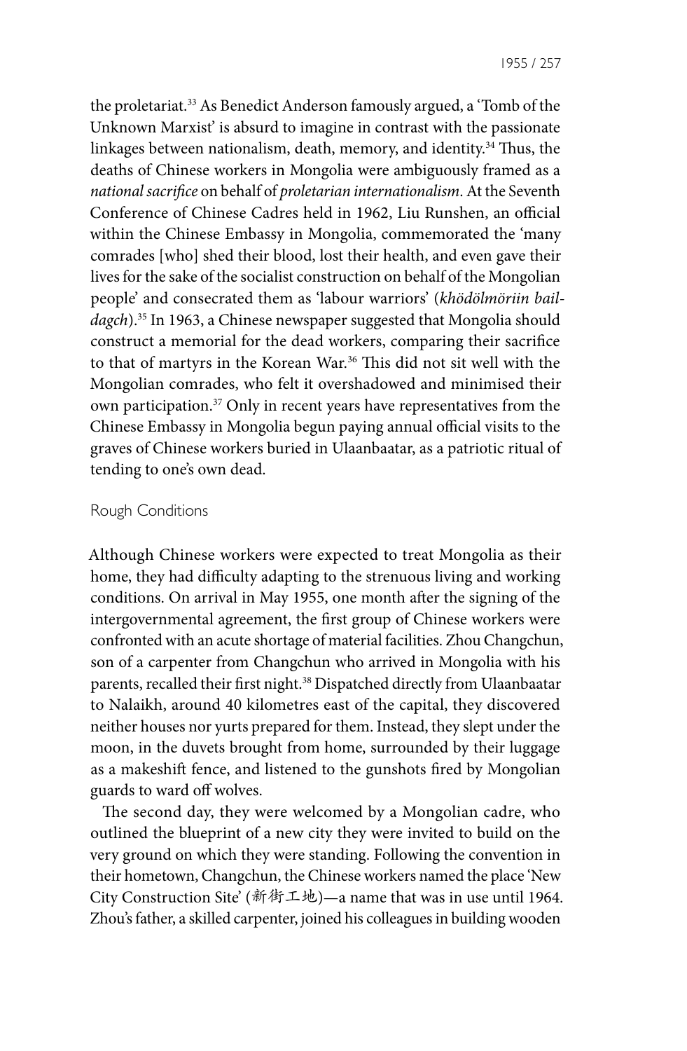the proletariat.[33] As Benedict Anderson famously argued, a 'Tomb of the Unknown Marxist' is absurd to imagine in contrast with the passionate linkages between nationalism, death, memory, and identity.[34] Thus, the deaths of Chinese workers in Mongolia were ambiguously framed as a *national sacrifice* on behalf of *proletarian internationalism*. At the Seventh Conference of Chinese Cadres held in 1962, Liu Runshen, an official within the Chinese Embassy in Mongolia, commemorated the 'many comrades [who] shed their blood, lost their health, and even gave their lives for the sake of the socialist construction on behalf of the Mongolian people' and consecrated them as 'labour warriors' (*khödölmöriin baildagch*).[35] In 1963, a Chinese newspaper suggested that Mongolia should construct a memorial for the dead workers, comparing their sacrifice to that of martyrs in the Korean War.[36] This did not sit well with the Mongolian comrades, who felt it overshadowed and minimised their own participation.[37] Only in recent years have representatives from the Chinese Embassy in Mongolia begun paying annual official visits to the graves of Chinese workers buried in Ulaanbaatar, as a patriotic ritual of tending to one's own dead.

## Rough Conditions

Although Chinese workers were expected to treat Mongolia as their home, they had difficulty adapting to the strenuous living and working conditions. On arrival in May 1955, one month after the signing of the intergovernmental agreement, the first group of Chinese workers were confronted with an acute shortage of material facilities. Zhou Changchun, son of a carpenter from Changchun who arrived in Mongolia with his parents, recalled their first night.[38] Dispatched directly from Ulaanbaatar to Nalaikh, around 40 kilometres east of the capital, they discovered neither houses nor yurts prepared for them. Instead, they slept under the moon, in the duvets brought from home, surrounded by their luggage as a makeshift fence, and listened to the gunshots fired by Mongolian guards to ward off wolves.

The second day, they were welcomed by a Mongolian cadre, who outlined the blueprint of a new city they were invited to build on the very ground on which they were standing. Following the convention in their hometown, Changchun, the Chinese workers named the place 'New City Construction Site' (新街工地)—a name that was in use until 1964. Zhou's father, a skilled carpenter, joined his colleagues in building wooden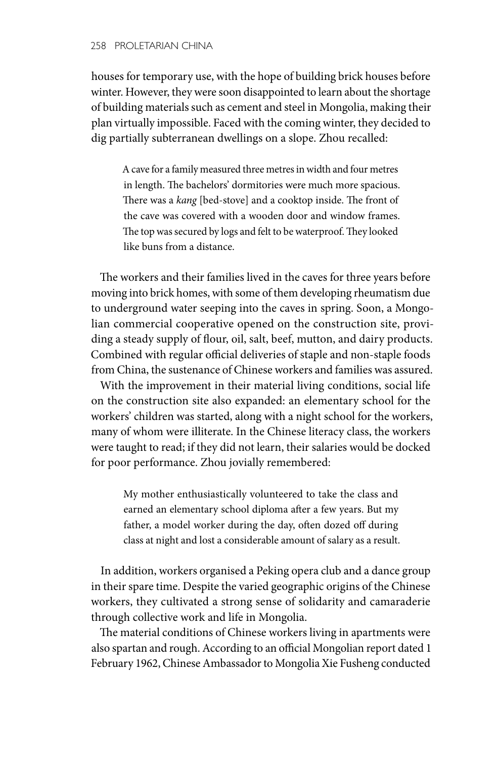houses for temporary use, with the hope of building brick houses before winter. However, they were soon disappointed to learn about the shortage of building materials such as cement and steel in Mongolia, making their plan virtually impossible. Faced with the coming winter, they decided to dig partially subterranean dwellings on a slope. Zhou recalled:

> A cave for a family measured three metres in width and four metres in length. The bachelors' dormitories were much more spacious. There was a *kang* [bed-stove] and a cooktop inside. The front of the cave was covered with a wooden door and window frames. The top was secured by logs and felt to be waterproof. They looked like buns from a distance.

The workers and their families lived in the caves for three years before moving into brick homes, with some of them developing rheumatism due to underground water seeping into the caves in spring. Soon, a Mongolian commercial cooperative opened on the construction site, providing a steady supply of flour, oil, salt, beef, mutton, and dairy products. Combined with regular official deliveries of staple and non-staple foods from China, the sustenance of Chinese workers and families was assured.

With the improvement in their material living conditions, social life on the construction site also expanded: an elementary school for the workers' children was started, along with a night school for the workers, many of whom were illiterate. In the Chinese literacy class, the workers were taught to read; if they did not learn, their salaries would be docked for poor performance. Zhou jovially remembered:

> My mother enthusiastically volunteered to take the class and earned an elementary school diploma after a few years. But my father, a model worker during the day, often dozed off during class at night and lost a considerable amount of salary as a result.

In addition, workers organised a Peking opera club and a dance group in their spare time. Despite the varied geographic origins of the Chinese workers, they cultivated a strong sense of solidarity and camaraderie through collective work and life in Mongolia.

The material conditions of Chinese workers living in apartments were also spartan and rough. According to an official Mongolian report dated 1 February 1962, Chinese Ambassador to Mongolia Xie Fusheng conducted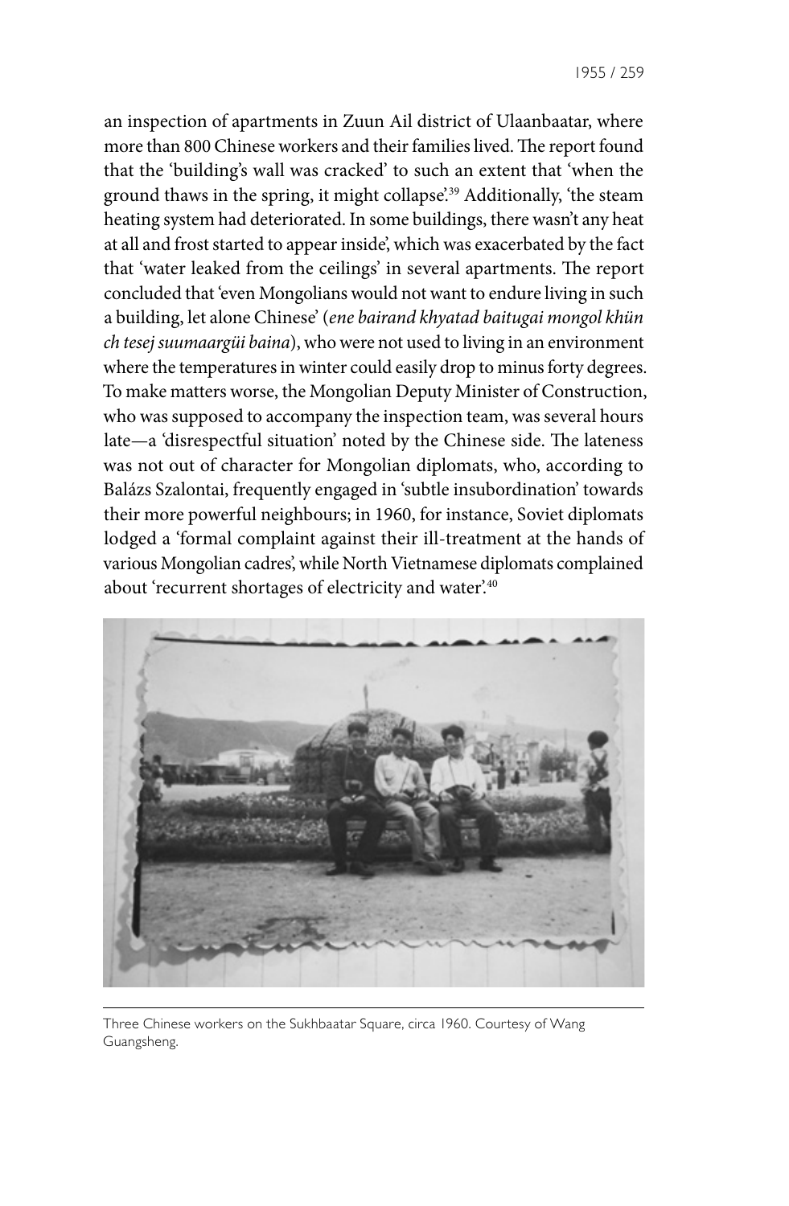an inspection of apartments in Zuun Ail district of Ulaanbaatar, where more than 800 Chinese workers and their families lived. The report found that the 'building's wall was cracked' to such an extent that 'when the ground thaws in the spring, it might collapse'.[39] Additionally, 'the steam heating system had deteriorated. In some buildings, there wasn't any heat at all and frost started to appear inside', which was exacerbated by the fact that 'water leaked from the ceilings' in several apartments. The report concluded that 'even Mongolians would not want to endure living in such a building, let alone Chinese' (*ene bairand khyatad baitugai mongol khün ch tesej suumaargüi baina*), who were not used to living in an environment where the temperatures in winter could easily drop to minus forty degrees. To make matters worse, the Mongolian Deputy Minister of Construction, who was supposed to accompany the inspection team, was several hours late—a 'disrespectful situation' noted by the Chinese side. The lateness was not out of character for Mongolian diplomats, who, according to Balázs Szalontai, frequently engaged in 'subtle insubordination' towards their more powerful neighbours; in 1960, for instance, Soviet diplomats lodged a 'formal complaint against their ill-treatment at the hands of various Mongolian cadres', while North Vietnamese diplomats complained about 'recurrent shortages of electricity and water'.[40]

Three Chinese workers on the Sukhbaatar Square, circa 1960. Courtesy of Wang Guangsheng.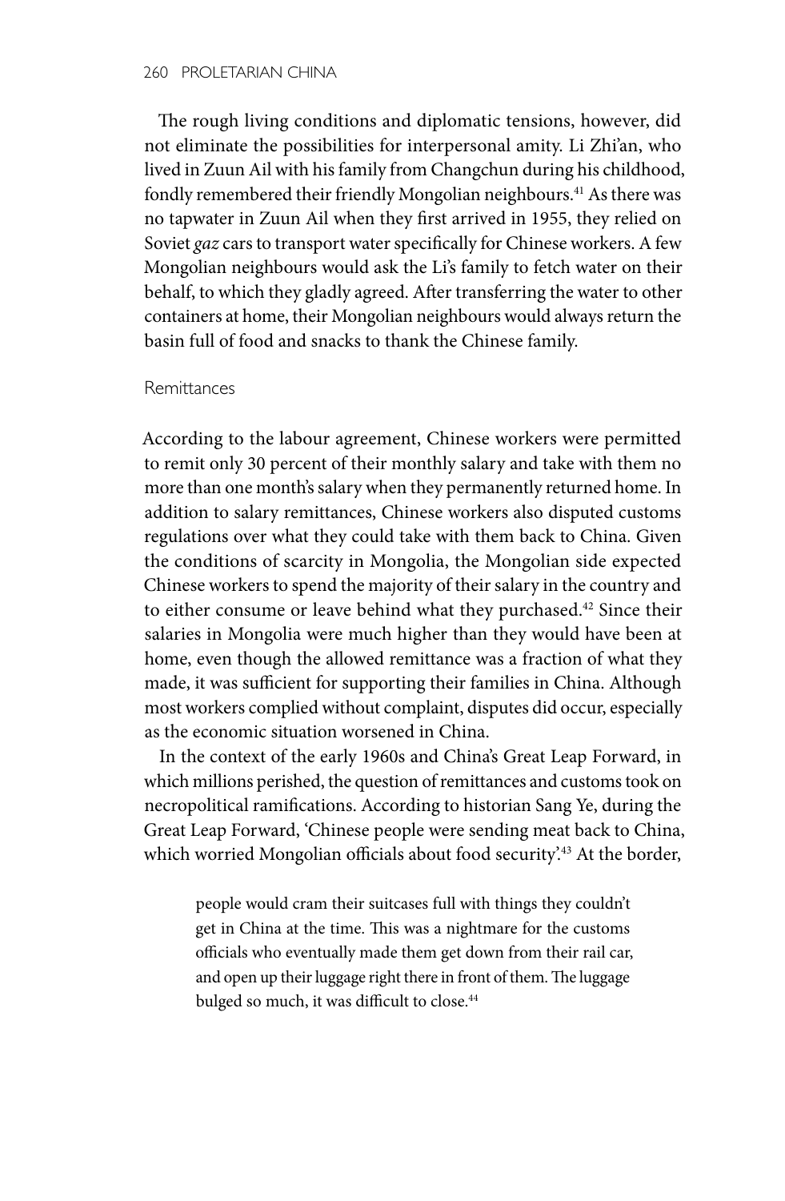The rough living conditions and diplomatic tensions, however, did not eliminate the possibilities for interpersonal amity. Li Zhi'an, who lived in Zuun Ail with his family from Changchun during his childhood, fondly remembered their friendly Mongolian neighbours.[41] As there was no tapwater in Zuun Ail when they first arrived in 1955, they relied on Soviet *gaz* cars to transport water specifically for Chinese workers. A few Mongolian neighbours would ask the Li's family to fetch water on their behalf, to which they gladly agreed. After transferring the water to other containers at home, their Mongolian neighbours would always return the basin full of food and snacks to thank the Chinese family.

### Remittances

According to the labour agreement, Chinese workers were permitted to remit only 30 percent of their monthly salary and take with them no more than one month's salary when they permanently returned home. In addition to salary remittances, Chinese workers also disputed customs regulations over what they could take with them back to China. Given the conditions of scarcity in Mongolia, the Mongolian side expected Chinese workers to spend the majority of their salary in the country and to either consume or leave behind what they purchased.[42] Since their salaries in Mongolia were much higher than they would have been at home, even though the allowed remittance was a fraction of what they made, it was sufficient for supporting their families in China. Although most workers complied without complaint, disputes did occur, especially as the economic situation worsened in China.

In the context of the early 1960s and China's Great Leap Forward, in which millions perished, the question of remittances and customs took on necropolitical ramifications. According to historian Sang Ye, during the Great Leap Forward, 'Chinese people were sending meat back to China, which worried Mongolian officials about food security'.[43] At the border,

> people would cram their suitcases full with things they couldn't get in China at the time. This was a nightmare for the customs officials who eventually made them get down from their rail car, and open up their luggage right there in front of them. The luggage bulged so much, it was difficult to close.[44]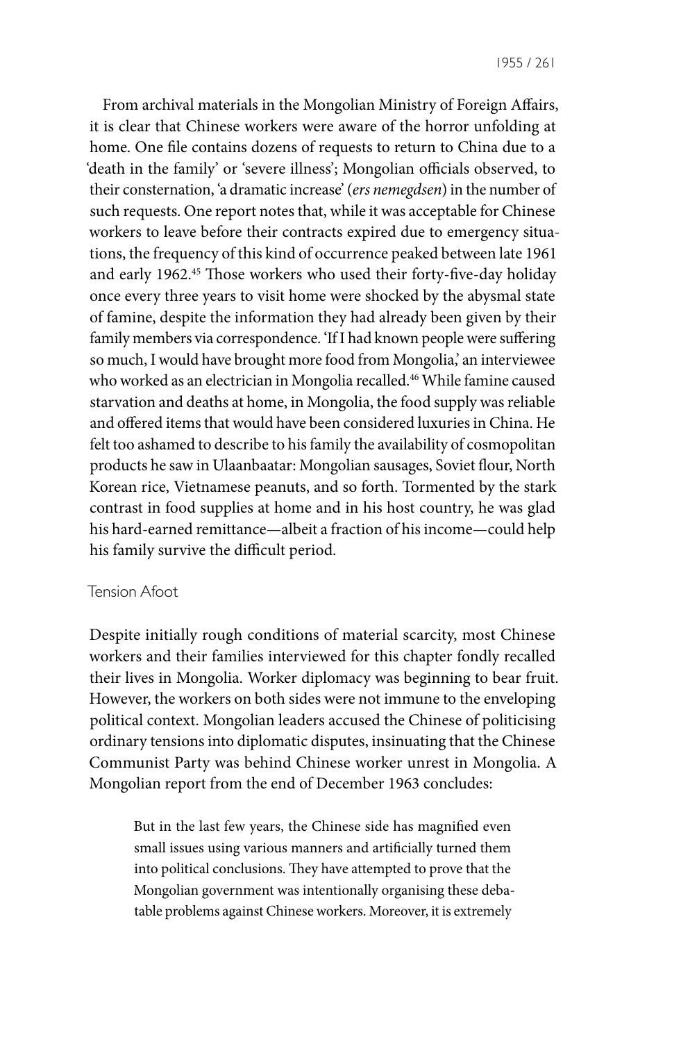From archival materials in the Mongolian Ministry of Foreign Affairs, it is clear that Chinese workers were aware of the horror unfolding at home. One file contains dozens of requests to return to China due to a 'death in the family' or 'severe illness'; Mongolian officials observed, to their consternation, 'a dramatic increase' (*ers nemegdsen*) in the number of such requests. One report notes that, while it was acceptable for Chinese workers to leave before their contracts expired due to emergency situations, the frequency of this kind of occurrence peaked between late 1961 and early 1962.[45] Those workers who used their forty-five-day holiday once every three years to visit home were shocked by the abysmal state of famine, despite the information they had already been given by their family members via correspondence. 'If I had known people were suffering so much, I would have brought more food from Mongolia,' an interviewee who worked as an electrician in Mongolia recalled.[46] While famine caused starvation and deaths at home, in Mongolia, the food supply was reliable and offered items that would have been considered luxuries in China. He felt too ashamed to describe to his family the availability of cosmopolitan products he saw in Ulaanbaatar: Mongolian sausages, Soviet flour, North Korean rice, Vietnamese peanuts, and so forth. Tormented by the stark contrast in food supplies at home and in his host country, he was glad his hard-earned remittance—albeit a fraction of his income—could help his family survive the difficult period.

## Tension Afoot

Despite initially rough conditions of material scarcity, most Chinese workers and their families interviewed for this chapter fondly recalled their lives in Mongolia. Worker diplomacy was beginning to bear fruit. However, the workers on both sides were not immune to the enveloping political context. Mongolian leaders accused the Chinese of politicising ordinary tensions into diplomatic disputes, insinuating that the Chinese Communist Party was behind Chinese worker unrest in Mongolia. A Mongolian report from the end of December 1963 concludes:

> But in the last few years, the Chinese side has magnified even small issues using various manners and artificially turned them into political conclusions. They have attempted to prove that the Mongolian government was intentionally organising these debatable problems against Chinese workers. Moreover, it is extremely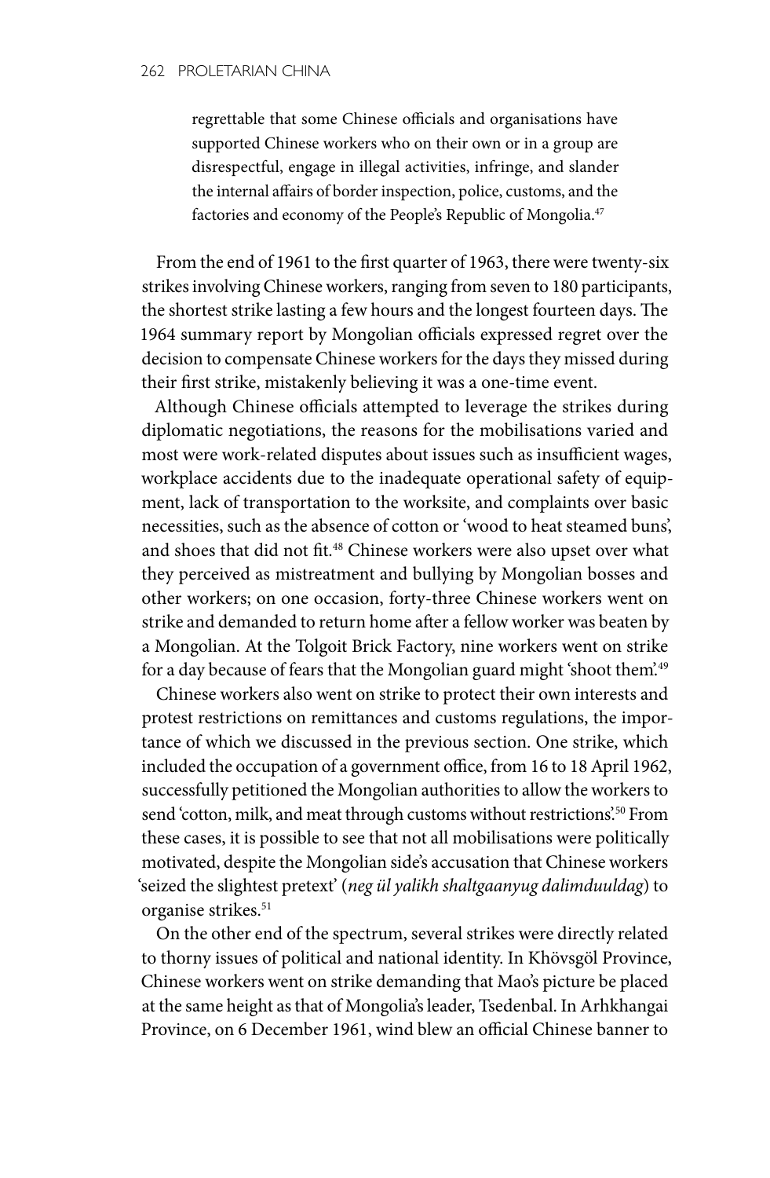> regrettable that some Chinese officials and organisations have supported Chinese workers who on their own or in a group are disrespectful, engage in illegal activities, infringe, and slander the internal affairs of border inspection, police, customs, and the factories and economy of the People's Republic of Mongolia.[47]

From the end of 1961 to the first quarter of 1963, there were twenty-six strikes involving Chinese workers, ranging from seven to 180 participants, the shortest strike lasting a few hours and the longest fourteen days. The 1964 summary report by Mongolian officials expressed regret over the decision to compensate Chinese workers for the days they missed during their first strike, mistakenly believing it was a one-time event.

Although Chinese officials attempted to leverage the strikes during diplomatic negotiations, the reasons for the mobilisations varied and most were work-related disputes about issues such as insufficient wages, workplace accidents due to the inadequate operational safety of equipment, lack of transportation to the worksite, and complaints over basic necessities, such as the absence of cotton or 'wood to heat steamed buns', and shoes that did not fit.[48] Chinese workers were also upset over what they perceived as mistreatment and bullying by Mongolian bosses and other workers; on one occasion, forty-three Chinese workers went on strike and demanded to return home after a fellow worker was beaten by a Mongolian. At the Tolgoit Brick Factory, nine workers went on strike for a day because of fears that the Mongolian guard might 'shoot them'.[49]

Chinese workers also went on strike to protect their own interests and protest restrictions on remittances and customs regulations, the importance of which we discussed in the previous section. One strike, which included the occupation of a government office, from 16 to 18 April 1962, successfully petitioned the Mongolian authorities to allow the workers to send 'cotton, milk, and meat through customs without restrictions'.[50] From these cases, it is possible to see that not all mobilisations were politically motivated, despite the Mongolian side's accusation that Chinese workers 'seized the slightest pretext' (*neg ül yalikh shaltgaanyug dalimduuldag*) to organise strikes.[51]

On the other end of the spectrum, several strikes were directly related to thorny issues of political and national identity. In Khövsgöl Province, Chinese workers went on strike demanding that Mao's picture be placed at the same height as that of Mongolia's leader, Tsedenbal. In Arhkhangai Province, on 6 December 1961, wind blew an official Chinese banner to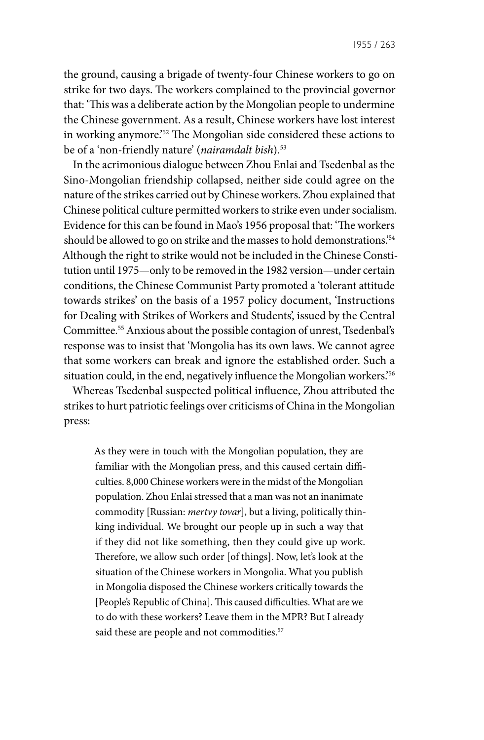the ground, causing a brigade of twenty-four Chinese workers to go on strike for two days. The workers complained to the provincial governor that: 'This was a deliberate action by the Mongolian people to undermine the Chinese government. As a result, Chinese workers have lost interest in working anymore.'[52] The Mongolian side considered these actions to be of a 'non-friendly nature' (*nairamdalt bish*).[53]

In the acrimonious dialogue between Zhou Enlai and Tsedenbal as the Sino-Mongolian friendship collapsed, neither side could agree on the nature of the strikes carried out by Chinese workers. Zhou explained that Chinese political culture permitted workers to strike even under socialism. Evidence for this can be found in Mao's 1956 proposal that: 'The workers should be allowed to go on strike and the masses to hold demonstrations.'[54] Although the right to strike would not be included in the Chinese Constitution until 1975—only to be removed in the 1982 version—under certain conditions, the Chinese Communist Party promoted a 'tolerant attitude towards strikes' on the basis of a 1957 policy document, 'Instructions for Dealing with Strikes of Workers and Students', issued by the Central Committee.[55] Anxious about the possible contagion of unrest, Tsedenbal's response was to insist that 'Mongolia has its own laws. We cannot agree that some workers can break and ignore the established order. Such a situation could, in the end, negatively influence the Mongolian workers.'[56]

Whereas Tsedenbal suspected political influence, Zhou attributed the strikes to hurt patriotic feelings over criticisms of China in the Mongolian press:

> As they were in touch with the Mongolian population, they are familiar with the Mongolian press, and this caused certain difficulties. 8,000 Chinese workers were in the midst of the Mongolian population. Zhou Enlai stressed that a man was not an inanimate commodity [Russian: *mertvy tovar*], but a living, politically thinking individual. We brought our people up in such a way that if they did not like something, then they could give up work. Therefore, we allow such order [of things]. Now, let's look at the situation of the Chinese workers in Mongolia. What you publish in Mongolia disposed the Chinese workers critically towards the [People's Republic of China]. This caused difficulties. What are we to do with these workers? Leave them in the MPR? But I already said these are people and not commodities.[57]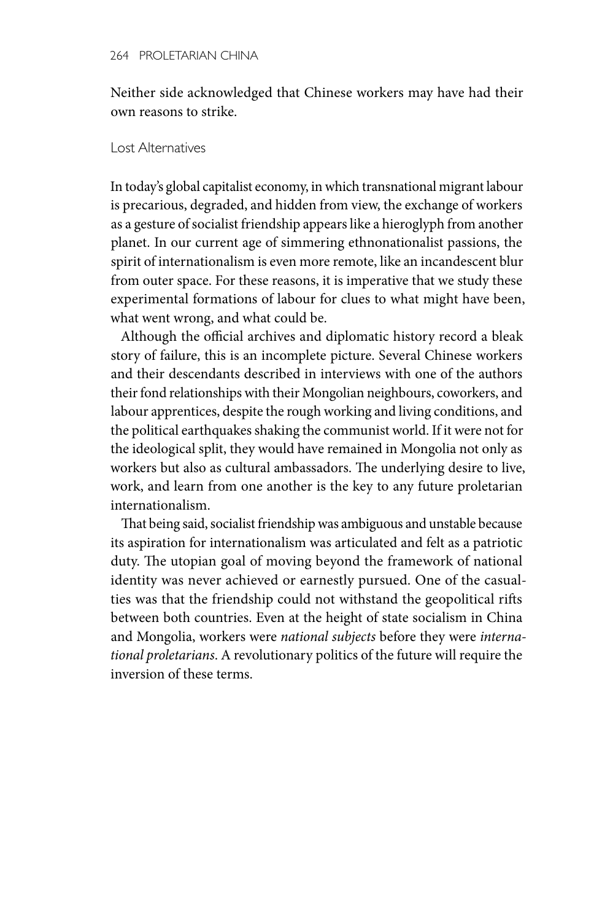Neither side acknowledged that Chinese workers may have had their own reasons to strike.

## Lost Alternatives

In today's global capitalist economy, in which transnational migrant labour is precarious, degraded, and hidden from view, the exchange of workers as a gesture of socialist friendship appears like a hieroglyph from another planet. In our current age of simmering ethnonationalist passions, the spirit of internationalism is even more remote, like an incandescent blur from outer space. For these reasons, it is imperative that we study these experimental formations of labour for clues to what might have been, what went wrong, and what could be.

Although the official archives and diplomatic history record a bleak story of failure, this is an incomplete picture. Several Chinese workers and their descendants described in interviews with one of the authors their fond relationships with their Mongolian neighbours, coworkers, and labour apprentices, despite the rough working and living conditions, and the political earthquakes shaking the communist world. If it were not for the ideological split, they would have remained in Mongolia not only as workers but also as cultural ambassadors. The underlying desire to live, work, and learn from one another is the key to any future proletarian internationalism.

That being said, socialist friendship was ambiguous and unstable because its aspiration for internationalism was articulated and felt as a patriotic duty. The utopian goal of moving beyond the framework of national identity was never achieved or earnestly pursued. One of the casualties was that the friendship could not withstand the geopolitical rifts between both countries. Even at the height of state socialism in China and Mongolia, workers were *national subjects* before they were *international proletarians*. A revolutionary politics of the future will require the inversion of these terms.